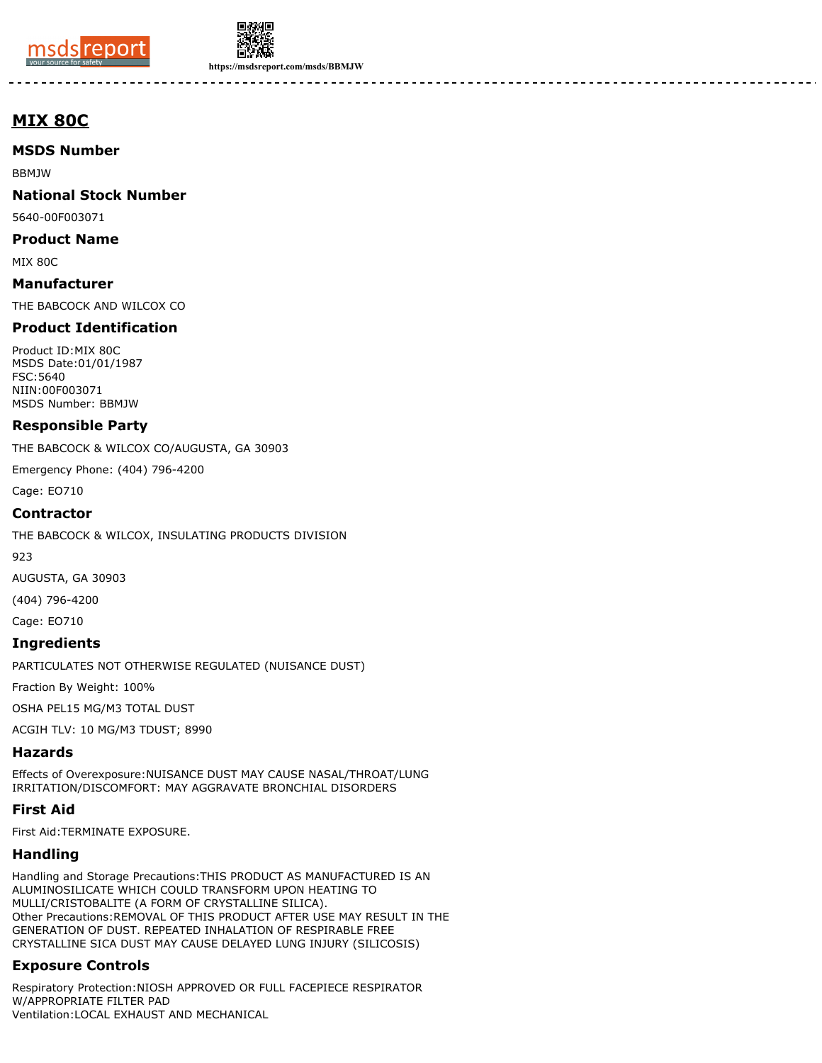# MIX 80C

## MSDS Number

BBMJW

## National Stock Number

5640-00F003071

## Product Name

MIX 80C

## Manufacturer

THE BABCOCK AND WILCOX CO

## Product Identification

Product ID:MIX 80C
MSDS Date:01/01/1987
FSC:5640
NIIN:00F003071
MSDS Number: BBMJW

## Responsible Party

THE BABCOCK & WILCOX CO/AUGUSTA, GA 30903

Emergency Phone: (404) 796-4200

Cage: EO710

## Contractor

THE BABCOCK & WILCOX, INSULATING PRODUCTS DIVISION

923

AUGUSTA, GA 30903

(404) 796-4200

Cage: EO710

## Ingredients

PARTICULATES NOT OTHERWISE REGULATED (NUISANCE DUST)

Fraction By Weight: 100%

OSHA PEL15 MG/M3 TOTAL DUST

ACGIH TLV: 10 MG/M3 TDUST; 8990

## Hazards

Effects of Overexposure:NUISANCE DUST MAY CAUSE NASAL/THROAT/LUNG IRRITATION/DISCOMFORT: MAY AGGRAVATE BRONCHIAL DISORDERS

## First Aid

First Aid:TERMINATE EXPOSURE.

## Handling

Handling and Storage Precautions:THIS PRODUCT AS MANUFACTURED IS AN ALUMINOSILICATE WHICH COULD TRANSFORM UPON HEATING TO MULLI/CRISTOBALITE (A FORM OF CRYSTALLINE SILICA).
Other Precautions:REMOVAL OF THIS PRODUCT AFTER USE MAY RESULT IN THE GENERATION OF DUST. REPEATED INHALATION OF RESPIRABLE FREE CRYSTALLINE SICA DUST MAY CAUSE DELAYED LUNG INJURY (SILICOSIS)

## Exposure Controls

Respiratory Protection:NIOSH APPROVED OR FULL FACEPIECE RESPIRATOR W/APPROPRIATE FILTER PAD
Ventilation:LOCAL EXHAUST AND MECHANICAL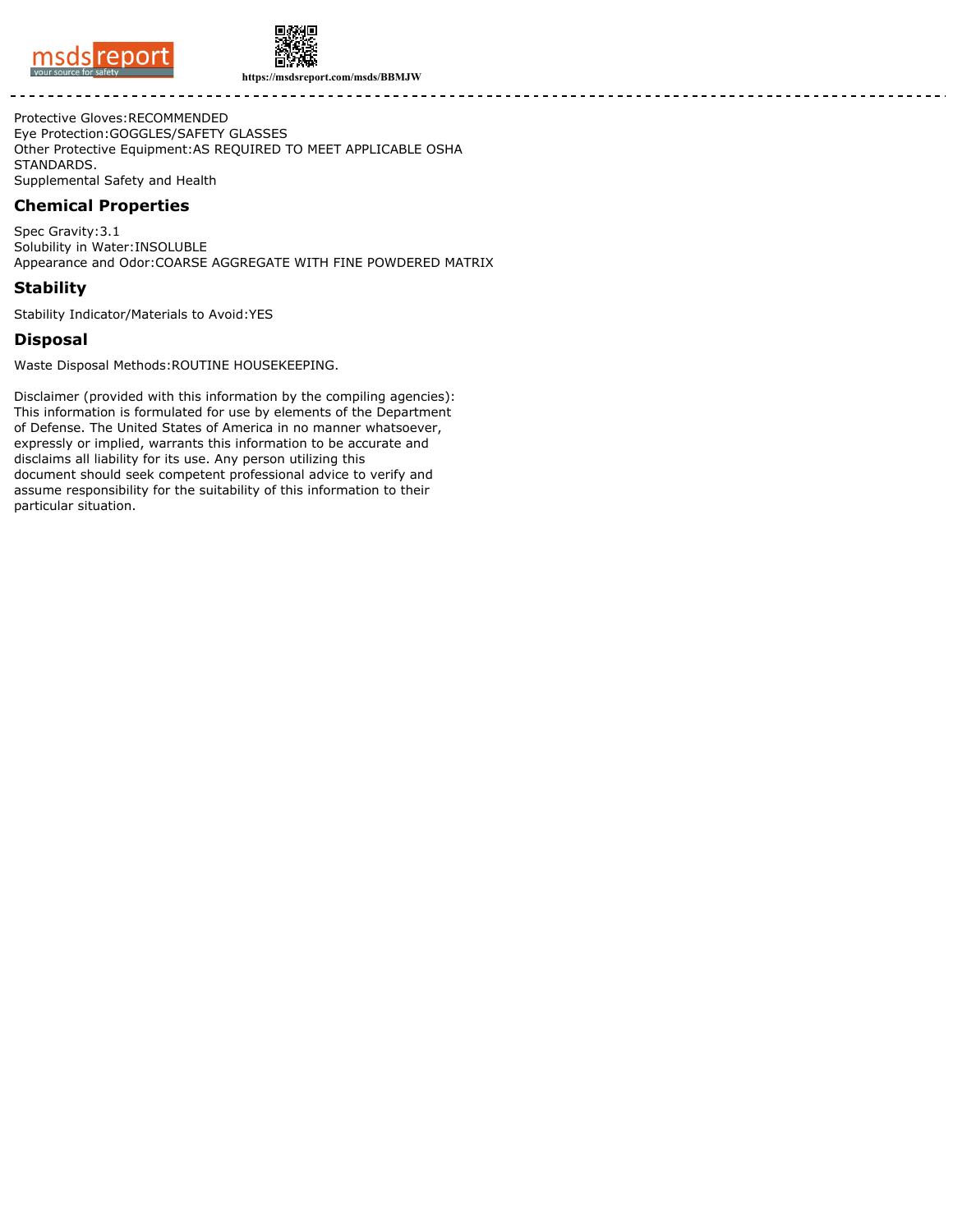Protective Gloves:RECOMMENDED
Eye Protection:GOGGLES/SAFETY GLASSES
Other Protective Equipment:AS REQUIRED TO MEET APPLICABLE OSHA STANDARDS.
Supplemental Safety and Health

## Chemical Properties

Spec Gravity:3.1
Solubility in Water:INSOLUBLE
Appearance and Odor:COARSE AGGREGATE WITH FINE POWDERED MATRIX

## Stability

Stability Indicator/Materials to Avoid:YES

## Disposal

Waste Disposal Methods:ROUTINE HOUSEKEEPING.

Disclaimer (provided with this information by the compiling agencies): This information is formulated for use by elements of the Department of Defense. The United States of America in no manner whatsoever, expressly or implied, warrants this information to be accurate and disclaims all liability for its use. Any person utilizing this document should seek competent professional advice to verify and assume responsibility for the suitability of this information to their particular situation.